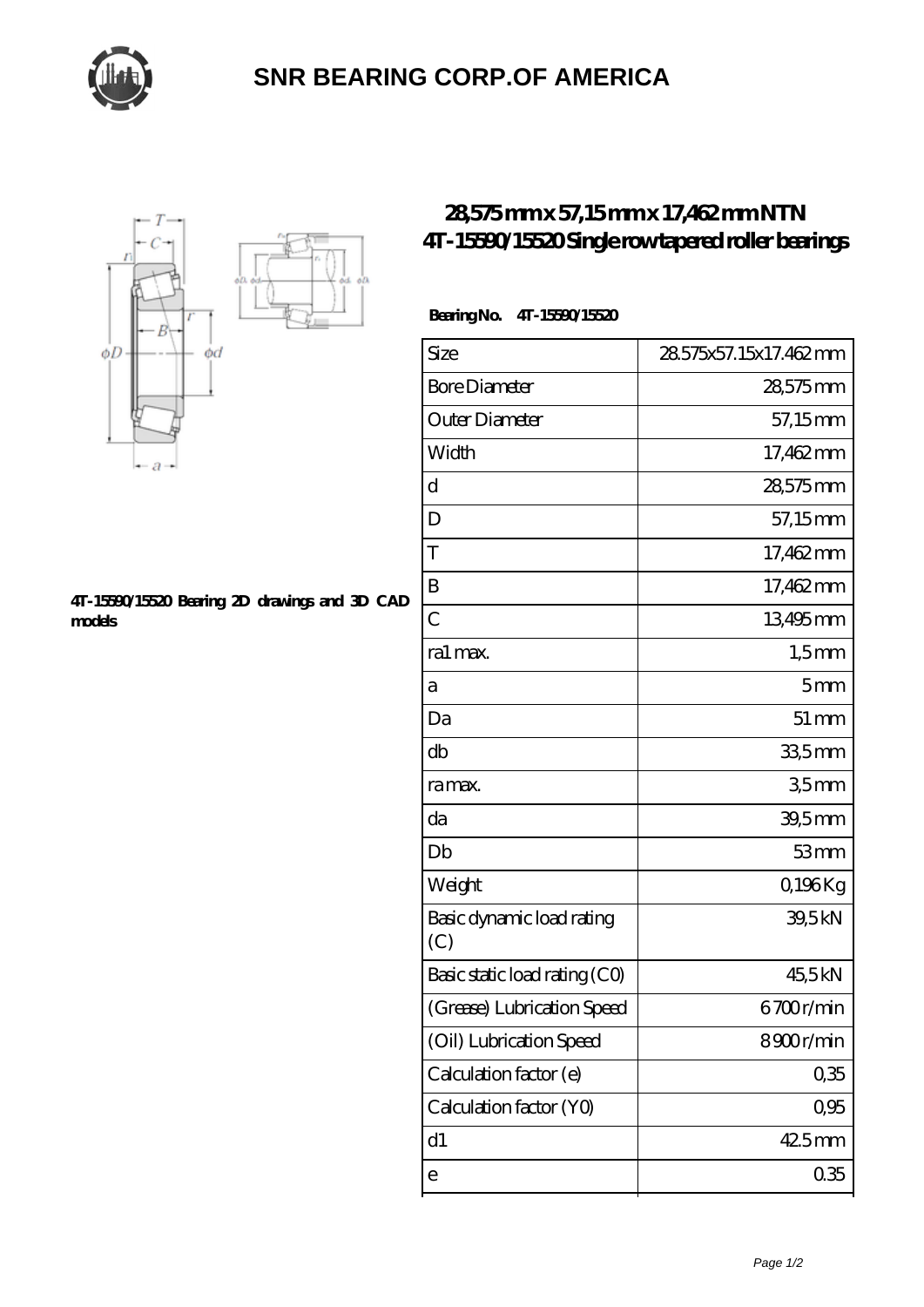# SNR BEARING CORP.OF AMERICA

## 28,575 mm x 57,15 mm x 17,462 mm NTN 4T-15590/15520 Single row tapered roller bearings

4T-15590/15520 Bearing 2D drawings and 3D CAD models

**Bearing No.** 4T-15590/15520

| | |
|---|---|
| Size | 28.575x57.15x17.462 mm |
| Bore Diameter | 28,575 mm |
| Outer Diameter | 57,15 mm |
| Width | 17,462 mm |
| d | 28,575 mm |
| D | 57,15 mm |
| T | 17,462 mm |
| B | 17,462 mm |
| C | 13,495 mm |
| ra1 max. | 1,5 mm |
| a | 5 mm |
| Da | 51 mm |
| db | 33,5 mm |
| ra max. | 3,5 mm |
| da | 39,5 mm |
| Db | 53 mm |
| Weight | 0,196 Kg |
| Basic dynamic load rating (C) | 39,5 kN |
| Basic static load rating (C0) | 45,5 kN |
| (Grease) Lubrication Speed | 6700 r/min |
| (Oil) Lubrication Speed | 8900 r/min |
| Calculation factor (e) | 0,35 |
| Calculation factor (Y0) | 0,95 |
| d1 | 42.5 mm |
| e | 0.35 |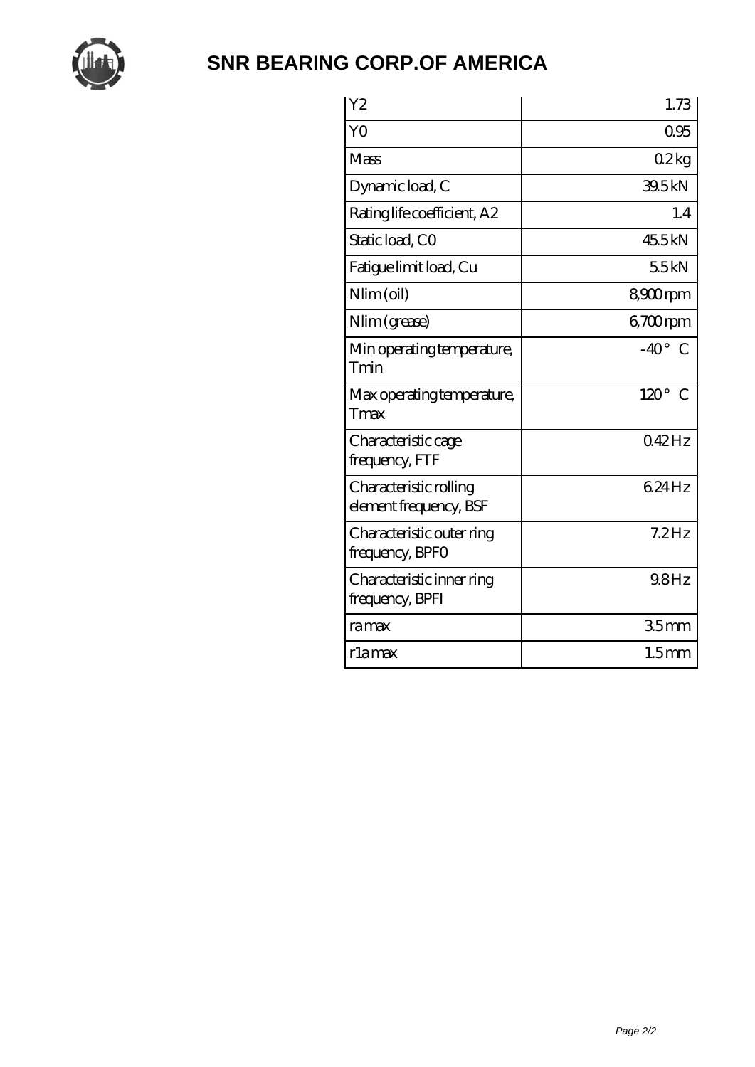# SNR BEARING CORP.OF AMERICA

| | |
|---|---|
| Y2 | 1.73 |
| Y0 | 0.95 |
| Mass | 0.2 kg |
| Dynamic load, C | 39.5 kN |
| Rating life coefficient, A2 | 1.4 |
| Static load, C0 | 45.5 kN |
| Fatigue limit load, Cu | 5.5 kN |
| Nlim (oil) | 8,900 rpm |
| Nlim (grease) | 6,700 rpm |
| Min operating temperature, Tmin | -40 ° C |
| Max operating temperature, Tmax | 120 ° C |
| Characteristic cage frequency, FTF | 0.42 Hz |
| Characteristic rolling element frequency, BSF | 6.24 Hz |
| Characteristic outer ring frequency, BPF0 | 7.2 Hz |
| Characteristic inner ring frequency, BPFI | 9.8 Hz |
| ra max | 3.5 mm |
| r1a max | 1.5 mm |